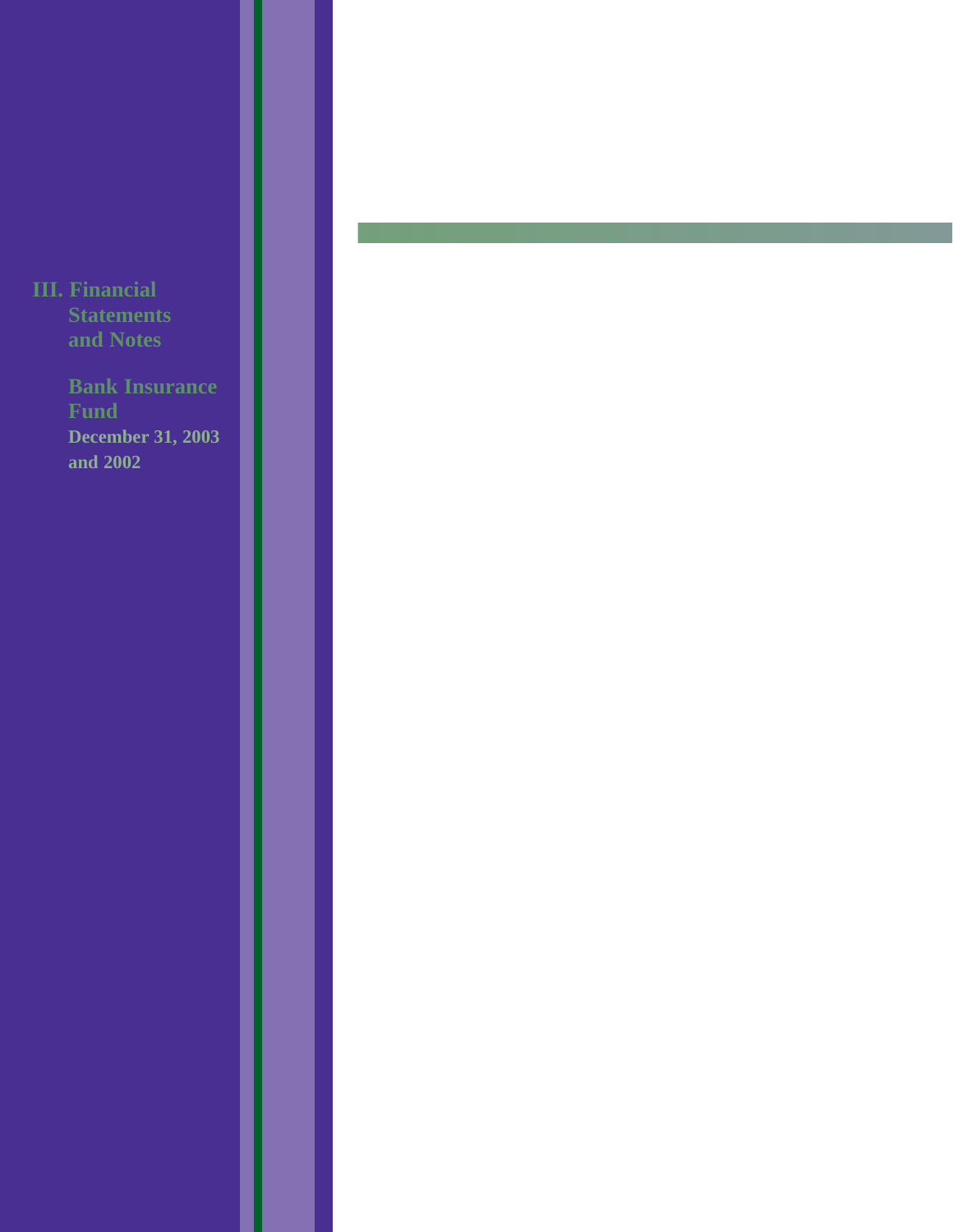# III. Financial Statements and Notes

## Bank Insurance Fund

**December 31, 2003 and 2002**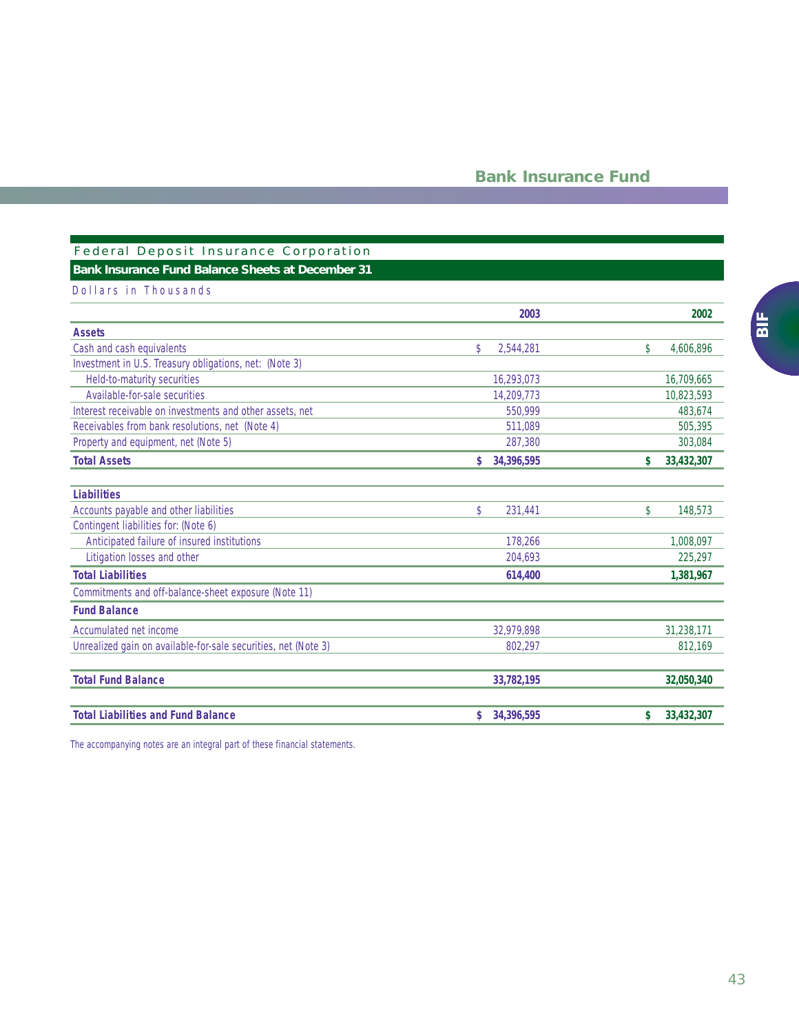# Bank Insurance Fund

## Federal Deposit Insurance Corporation

### Bank Insurance Fund Balance Sheets at December 31

Dollars in Thousands

| | 2003 | 2002 |
|---|---|---|
| **Assets** | | |
| Cash and cash equivalents | $ 2,544,281 | $ 4,606,896 |
| Investment in U.S. Treasury obligations, net: (Note 3) | | |
| Held-to-maturity securities | 16,293,073 | 16,709,665 |
| Available-for-sale securities | 14,209,773 | 10,823,593 |
| Interest receivable on investments and other assets, net | 550,999 | 483,674 |
| Receivables from bank resolutions, net (Note 4) | 511,089 | 505,395 |
| Property and equipment, net (Note 5) | 287,380 | 303,084 |
| **Total Assets** | **$ 34,396,595** | **$ 33,432,307** |
| **Liabilities** | | |
| Accounts payable and other liabilities | $ 231,441 | $ 148,573 |
| Contingent liabilities for: (Note 6) | | |
| Anticipated failure of insured institutions | 178,266 | 1,008,097 |
| Litigation losses and other | 204,693 | 225,297 |
| **Total Liabilities** | **614,400** | **1,381,967** |
| Commitments and off-balance-sheet exposure (Note 11) | | |
| **Fund Balance** | | |
| Accumulated net income | 32,979,898 | 31,238,171 |
| Unrealized gain on available-for-sale securities, net (Note 3) | 802,297 | 812,169 |
| **Total Fund Balance** | **33,782,195** | **32,050,340** |
| **Total Liabilities and Fund Balance** | **$ 34,396,595** | **$ 33,432,307** |

The accompanying notes are an integral part of these financial statements.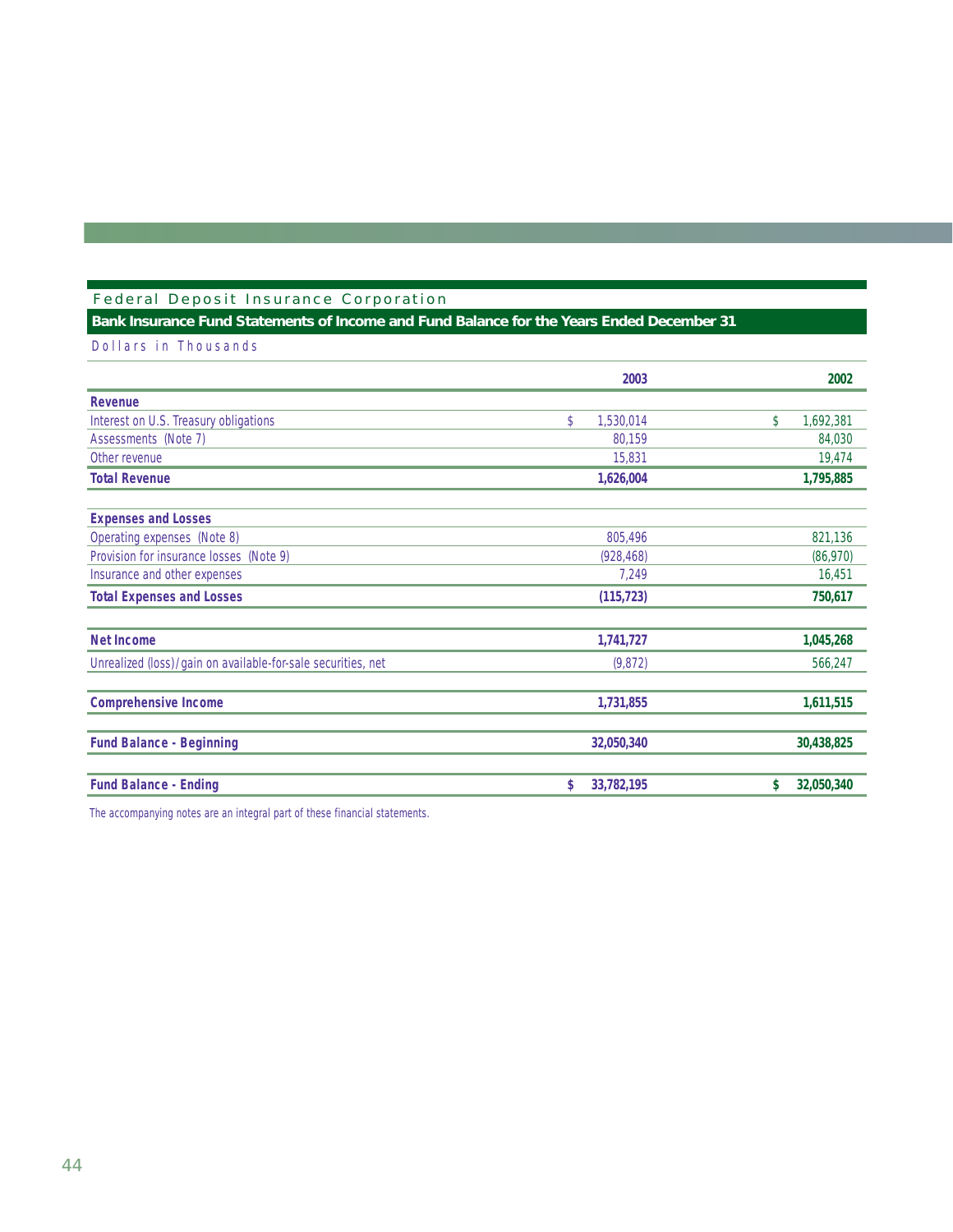Federal Deposit Insurance Corporation

## Bank Insurance Fund Statements of Income and Fund Balance for the Years Ended December 31

Dollars in Thousands

| | 2003 | 2002 |
|---|---|---|
| **Revenue** | | |
| Interest on U.S. Treasury obligations | $ 1,530,014 | $ 1,692,381 |
| Assessments (Note 7) | 80,159 | 84,030 |
| Other revenue | 15,831 | 19,474 |
| **Total Revenue** | **1,626,004** | **1,795,885** |
| **Expenses and Losses** | | |
| Operating expenses (Note 8) | 805,496 | 821,136 |
| Provision for insurance losses (Note 9) | (928,468) | (86,970) |
| Insurance and other expenses | 7,249 | 16,451 |
| **Total Expenses and Losses** | **(115,723)** | **750,617** |
| **Net Income** | **1,741,727** | **1,045,268** |
| Unrealized (loss)/gain on available-for-sale securities, net | (9,872) | 566,247 |
| **Comprehensive Income** | **1,731,855** | **1,611,515** |
| **Fund Balance - Beginning** | **32,050,340** | **30,438,825** |
| **Fund Balance - Ending** | **$ 33,782,195** | **$ 32,050,340** |

The accompanying notes are an integral part of these financial statements.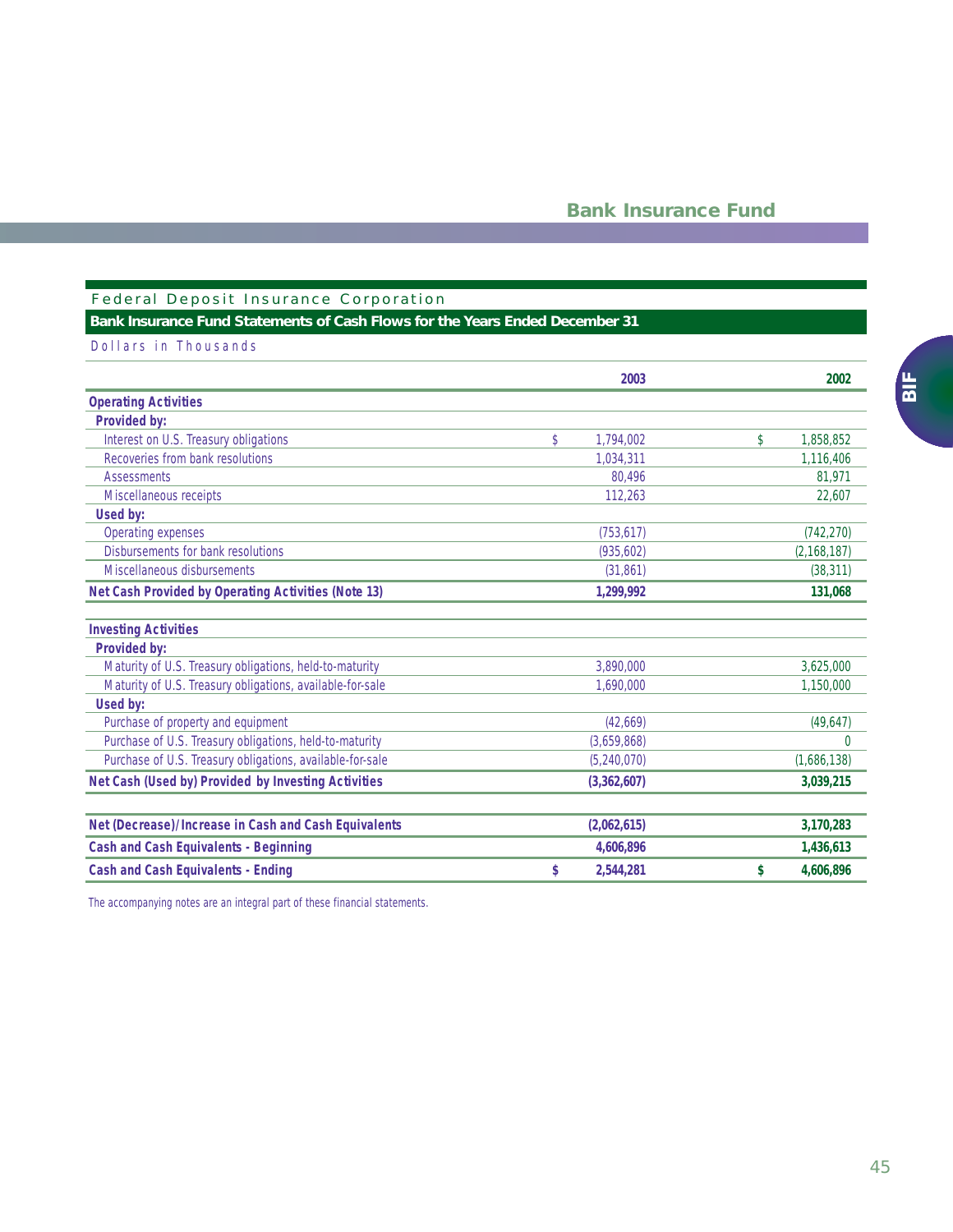## Federal Deposit Insurance Corporation

### Bank Insurance Fund Statements of Cash Flows for the Years Ended December 31

Dollars in Thousands

| | 2003 | 2002 |
|---|---|---|
| **Operating Activities** | | |
| **Provided by:** | | |
| Interest on U.S. Treasury obligations | $ 1,794,002 | $ 1,858,852 |
| Recoveries from bank resolutions | 1,034,311 | 1,116,406 |
| Assessments | 80,496 | 81,971 |
| Miscellaneous receipts | 112,263 | 22,607 |
| **Used by:** | | |
| Operating expenses | (753,617) | (742,270) |
| Disbursements for bank resolutions | (935,602) | (2,168,187) |
| Miscellaneous disbursements | (31,861) | (38,311) |
| **Net Cash Provided by Operating Activities (Note 13)** | **1,299,992** | **131,068** |
| **Investing Activities** | | |
| **Provided by:** | | |
| Maturity of U.S. Treasury obligations, held-to-maturity | 3,890,000 | 3,625,000 |
| Maturity of U.S. Treasury obligations, available-for-sale | 1,690,000 | 1,150,000 |
| **Used by:** | | |
| Purchase of property and equipment | (42,669) | (49,647) |
| Purchase of U.S. Treasury obligations, held-to-maturity | (3,659,868) | 0 |
| Purchase of U.S. Treasury obligations, available-for-sale | (5,240,070) | (1,686,138) |
| **Net Cash (Used by) Provided by Investing Activities** | **(3,362,607)** | **3,039,215** |
| **Net (Decrease)/Increase in Cash and Cash Equivalents** | **(2,062,615)** | **3,170,283** |
| **Cash and Cash Equivalents - Beginning** | **4,606,896** | **1,436,613** |
| **Cash and Cash Equivalents - Ending** | **$ 2,544,281** | **$ 4,606,896** |

The accompanying notes are an integral part of these financial statements.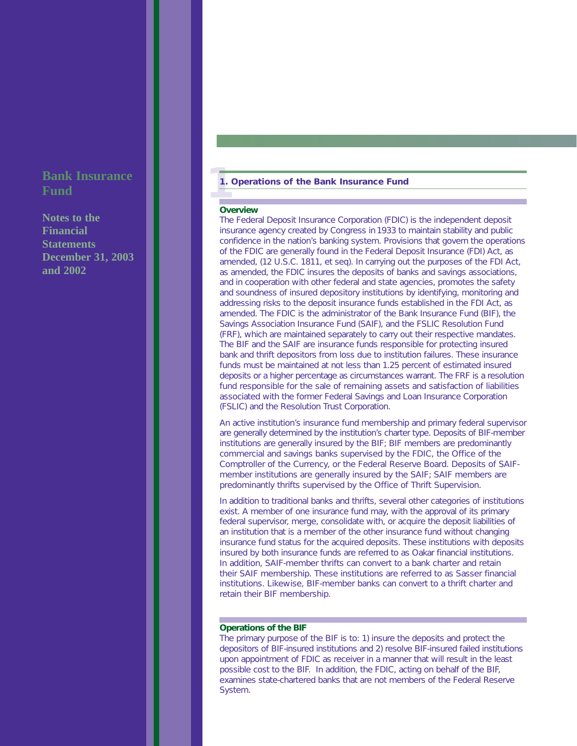# Bank Insurance Fund

**Notes to the Financial Statements December 31, 2003 and 2002**

## 1. Operations of the Bank Insurance Fund

### Overview

The Federal Deposit Insurance Corporation (FDIC) is the independent deposit insurance agency created by Congress in 1933 to maintain stability and public confidence in the nation's banking system. Provisions that govern the operations of the FDIC are generally found in the Federal Deposit Insurance (FDI) Act, as amended, (12 U.S.C. 1811, et seq). In carrying out the purposes of the FDI Act, as amended, the FDIC insures the deposits of banks and savings associations, and in cooperation with other federal and state agencies, promotes the safety and soundness of insured depository institutions by identifying, monitoring and addressing risks to the deposit insurance funds established in the FDI Act, as amended. The FDIC is the administrator of the Bank Insurance Fund (BIF), the Savings Association Insurance Fund (SAIF), and the FSLIC Resolution Fund (FRF), which are maintained separately to carry out their respective mandates. The BIF and the SAIF are insurance funds responsible for protecting insured bank and thrift depositors from loss due to institution failures. These insurance funds must be maintained at not less than 1.25 percent of estimated insured deposits or a higher percentage as circumstances warrant. The FRF is a resolution fund responsible for the sale of remaining assets and satisfaction of liabilities associated with the former Federal Savings and Loan Insurance Corporation (FSLIC) and the Resolution Trust Corporation.

An active institution's insurance fund membership and primary federal supervisor are generally determined by the institution's charter type. Deposits of BIF-member institutions are generally insured by the BIF; BIF members are predominantly commercial and savings banks supervised by the FDIC, the Office of the Comptroller of the Currency, or the Federal Reserve Board. Deposits of SAIF-member institutions are generally insured by the SAIF; SAIF members are predominantly thrifts supervised by the Office of Thrift Supervision.

In addition to traditional banks and thrifts, several other categories of institutions exist. A member of one insurance fund may, with the approval of its primary federal supervisor, merge, consolidate with, or acquire the deposit liabilities of an institution that is a member of the other insurance fund without changing insurance fund status for the acquired deposits. These institutions with deposits insured by both insurance funds are referred to as Oakar financial institutions. In addition, SAIF-member thrifts can convert to a bank charter and retain their SAIF membership. These institutions are referred to as Sasser financial institutions. Likewise, BIF-member banks can convert to a thrift charter and retain their BIF membership.

### Operations of the BIF

The primary purpose of the BIF is to: 1) insure the deposits and protect the depositors of BIF-insured institutions and 2) resolve BIF-insured failed institutions upon appointment of FDIC as receiver in a manner that will result in the least possible cost to the BIF. In addition, the FDIC, acting on behalf of the BIF, examines state-chartered banks that are not members of the Federal Reserve System.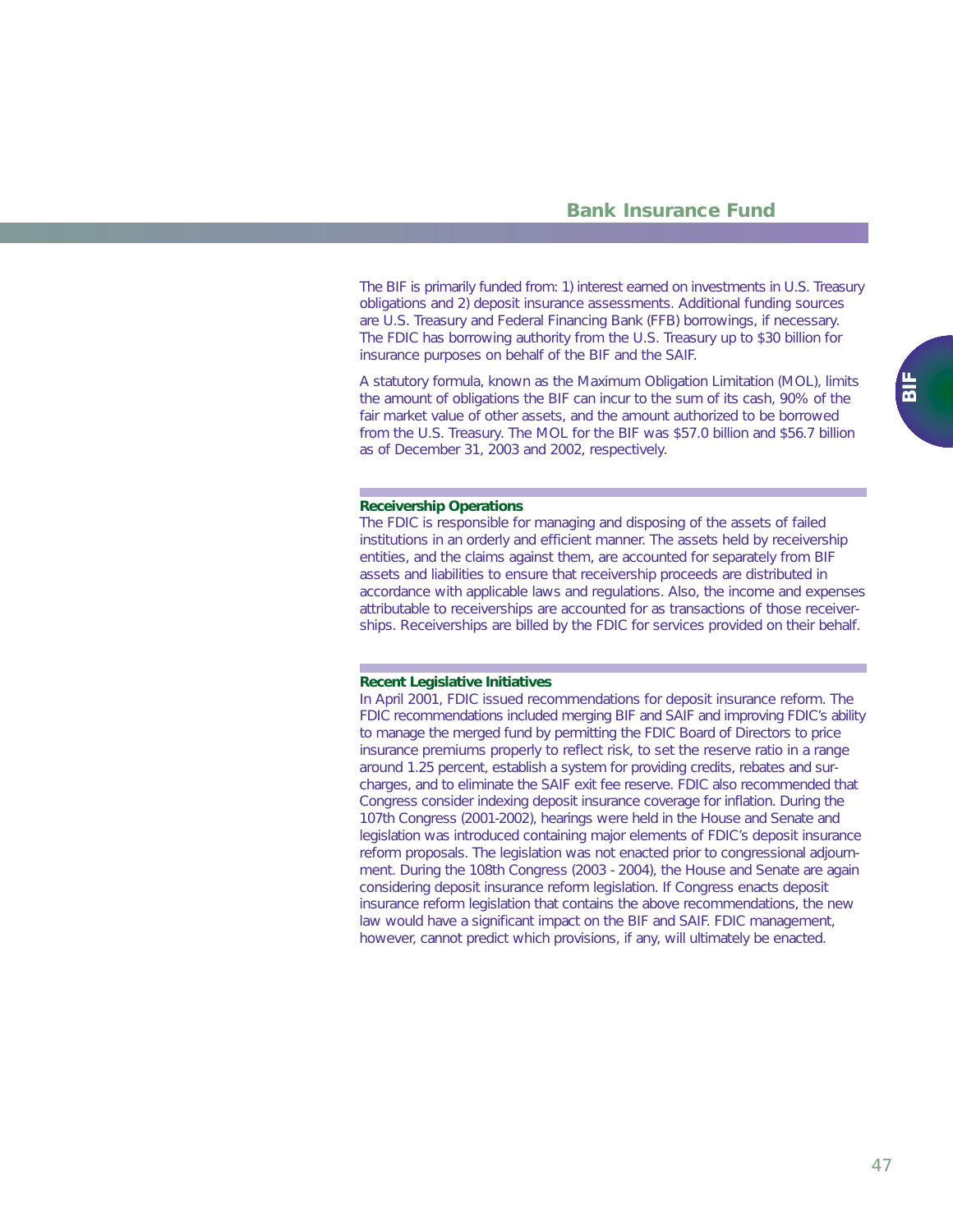The BIF is primarily funded from: 1) interest earned on investments in U.S. Treasury obligations and 2) deposit insurance assessments. Additional funding sources are U.S. Treasury and Federal Financing Bank (FFB) borrowings, if necessary. The FDIC has borrowing authority from the U.S. Treasury up to $30 billion for insurance purposes on behalf of the BIF and the SAIF.

A statutory formula, known as the Maximum Obligation Limitation (MOL), limits the amount of obligations the BIF can incur to the sum of its cash, 90% of the fair market value of other assets, and the amount authorized to be borrowed from the U.S. Treasury. The MOL for the BIF was $57.0 billion and $56.7 billion as of December 31, 2003 and 2002, respectively.

### Receivership Operations

The FDIC is responsible for managing and disposing of the assets of failed institutions in an orderly and efficient manner. The assets held by receivership entities, and the claims against them, are accounted for separately from BIF assets and liabilities to ensure that receivership proceeds are distributed in accordance with applicable laws and regulations. Also, the income and expenses attributable to receiverships are accounted for as transactions of those receiverships. Receiverships are billed by the FDIC for services provided on their behalf.

### Recent Legislative Initiatives

In April 2001, FDIC issued recommendations for deposit insurance reform. The FDIC recommendations included merging BIF and SAIF and improving FDIC's ability to manage the merged fund by permitting the FDIC Board of Directors to price insurance premiums properly to reflect risk, to set the reserve ratio in a range around 1.25 percent, establish a system for providing credits, rebates and surcharges, and to eliminate the SAIF exit fee reserve. FDIC also recommended that Congress consider indexing deposit insurance coverage for inflation. During the 107th Congress (2001-2002), hearings were held in the House and Senate and legislation was introduced containing major elements of FDIC's deposit insurance reform proposals. The legislation was not enacted prior to congressional adjournment. During the 108th Congress (2003 - 2004), the House and Senate are again considering deposit insurance reform legislation. If Congress enacts deposit insurance reform legislation that contains the above recommendations, the new law would have a significant impact on the BIF and SAIF. FDIC management, however, cannot predict which provisions, if any, will ultimately be enacted.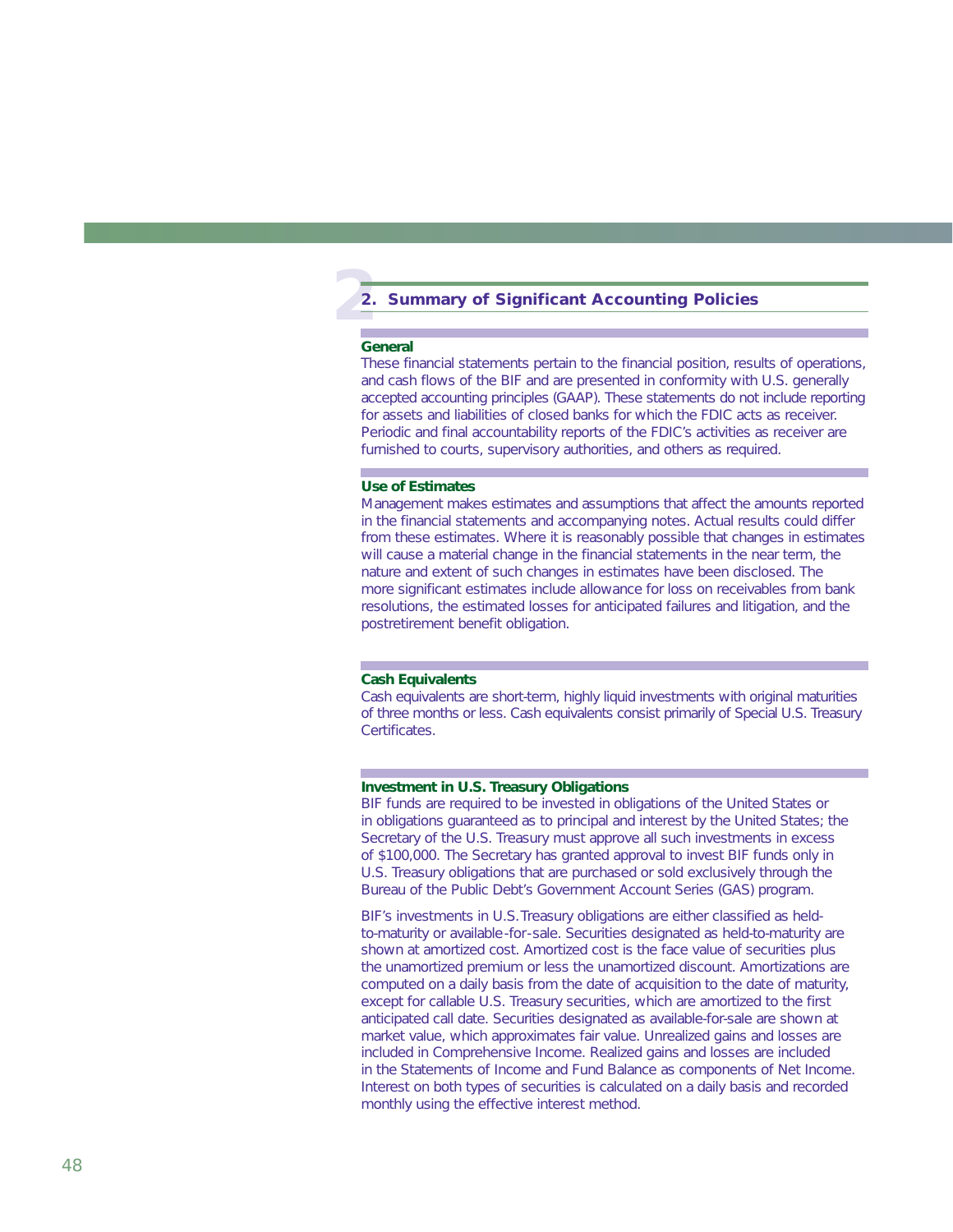## 2. Summary of Significant Accounting Policies

### General

These financial statements pertain to the financial position, results of operations, and cash flows of the BIF and are presented in conformity with U.S. generally accepted accounting principles (GAAP). These statements do not include reporting for assets and liabilities of closed banks for which the FDIC acts as receiver. Periodic and final accountability reports of the FDIC's activities as receiver are furnished to courts, supervisory authorities, and others as required.

### Use of Estimates

Management makes estimates and assumptions that affect the amounts reported in the financial statements and accompanying notes. Actual results could differ from these estimates. Where it is reasonably possible that changes in estimates will cause a material change in the financial statements in the near term, the nature and extent of such changes in estimates have been disclosed. The more significant estimates include allowance for loss on receivables from bank resolutions, the estimated losses for anticipated failures and litigation, and the postretirement benefit obligation.

### Cash Equivalents

Cash equivalents are short-term, highly liquid investments with original maturities of three months or less. Cash equivalents consist primarily of Special U.S. Treasury Certificates.

### Investment in U.S. Treasury Obligations

BIF funds are required to be invested in obligations of the United States or in obligations guaranteed as to principal and interest by the United States; the Secretary of the U.S. Treasury must approve all such investments in excess of $100,000. The Secretary has granted approval to invest BIF funds only in U.S. Treasury obligations that are purchased or sold exclusively through the Bureau of the Public Debt's Government Account Series (GAS) program.

BIF's investments in U.S. Treasury obligations are either classified as held-to-maturity or available-for-sale. Securities designated as held-to-maturity are shown at amortized cost. Amortized cost is the face value of securities plus the unamortized premium or less the unamortized discount. Amortizations are computed on a daily basis from the date of acquisition to the date of maturity, except for callable U.S. Treasury securities, which are amortized to the first anticipated call date. Securities designated as available-for-sale are shown at market value, which approximates fair value. Unrealized gains and losses are included in Comprehensive Income. Realized gains and losses are included in the Statements of Income and Fund Balance as components of Net Income. Interest on both types of securities is calculated on a daily basis and recorded monthly using the effective interest method.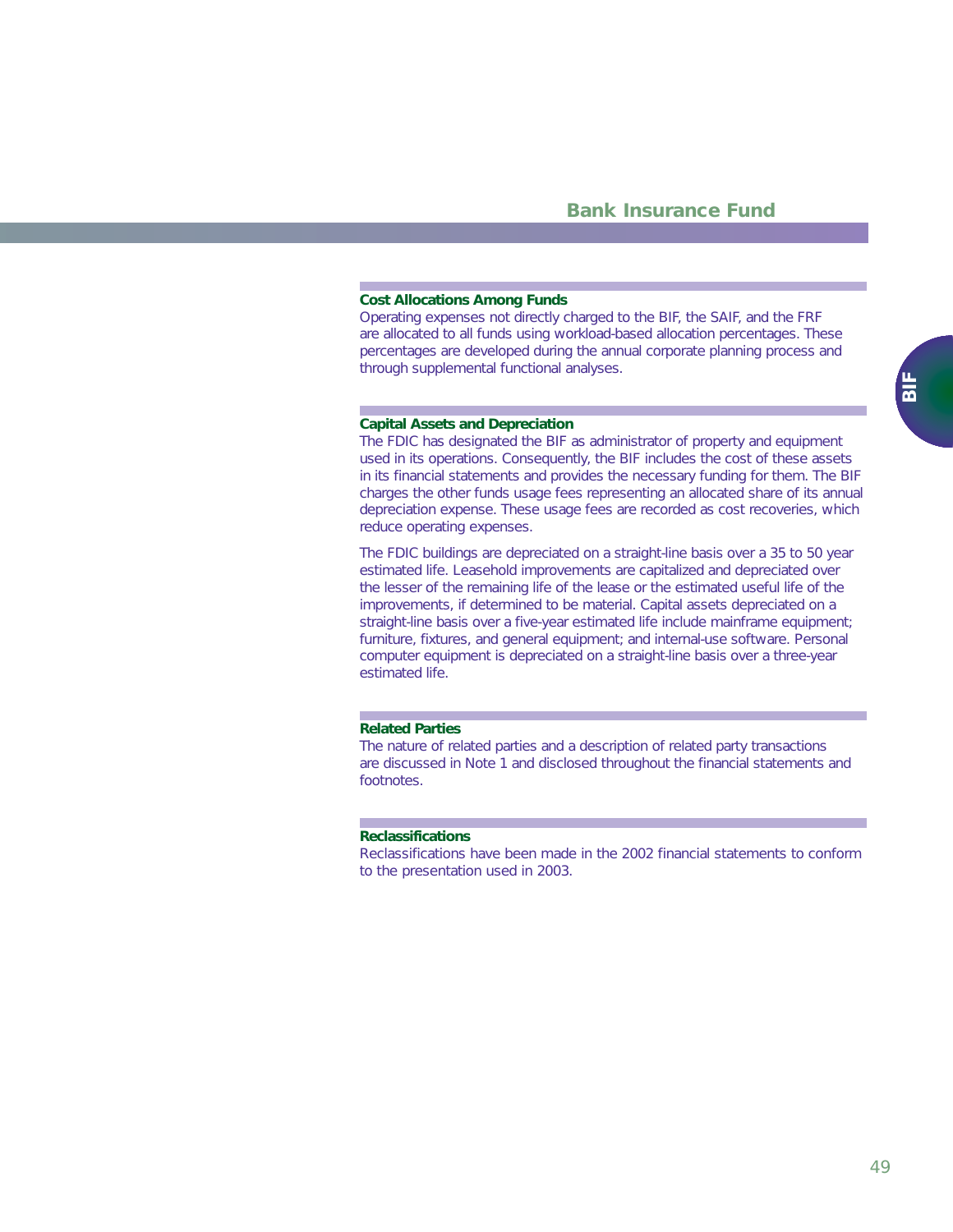### Cost Allocations Among Funds

Operating expenses not directly charged to the BIF, the SAIF, and the FRF are allocated to all funds using workload-based allocation percentages. These percentages are developed during the annual corporate planning process and through supplemental functional analyses.

### Capital Assets and Depreciation

The FDIC has designated the BIF as administrator of property and equipment used in its operations. Consequently, the BIF includes the cost of these assets in its financial statements and provides the necessary funding for them. The BIF charges the other funds usage fees representing an allocated share of its annual depreciation expense. These usage fees are recorded as cost recoveries, which reduce operating expenses.

The FDIC buildings are depreciated on a straight-line basis over a 35 to 50 year estimated life. Leasehold improvements are capitalized and depreciated over the lesser of the remaining life of the lease or the estimated useful life of the improvements, if determined to be material. Capital assets depreciated on a straight-line basis over a five-year estimated life include mainframe equipment; furniture, fixtures, and general equipment; and internal-use software. Personal computer equipment is depreciated on a straight-line basis over a three-year estimated life.

### Related Parties

The nature of related parties and a description of related party transactions are discussed in Note 1 and disclosed throughout the financial statements and footnotes.

### Reclassifications

Reclassifications have been made in the 2002 financial statements to conform to the presentation used in 2003.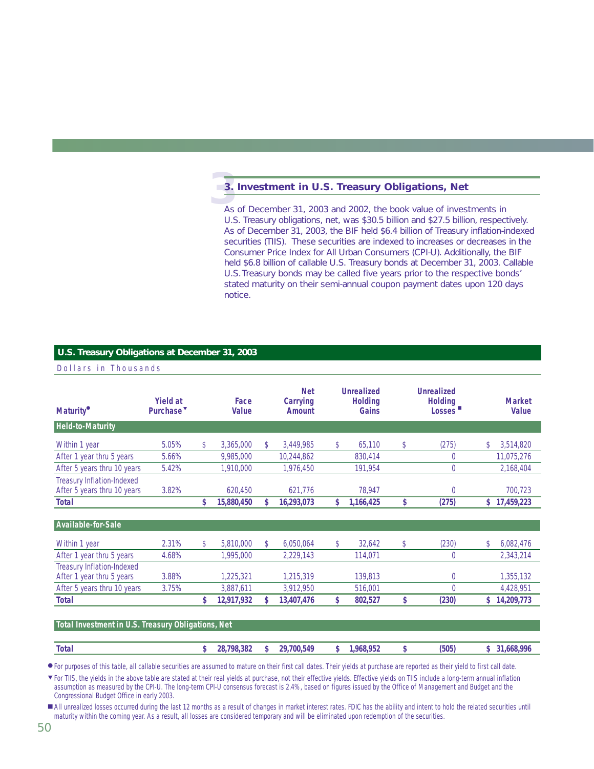## 3. Investment in U.S. Treasury Obligations, Net

As of December 31, 2003 and 2002, the book value of investments in U.S. Treasury obligations, net, was $30.5 billion and $27.5 billion, respectively. As of December 31, 2003, the BIF held $6.4 billion of Treasury inflation-indexed securities (TIIS). These securities are indexed to increases or decreases in the Consumer Price Index for All Urban Consumers (CPI-U). Additionally, the BIF held $6.8 billion of callable U.S. Treasury bonds at December 31, 2003. Callable U.S.Treasury bonds may be called five years prior to the respective bonds' stated maturity on their semi-annual coupon payment dates upon 120 days notice.

**U.S. Treasury Obligations at December 31, 2003**

Dollars in Thousands

| Maturity● | Yield at Purchase▼ | Face Value | Net Carrying Amount | Unrealized Holding Gains | Unrealized Holding Losses■ | Market Value |
|---|---|---|---|---|---|---|
| **Held-to-Maturity** | | | | | | |
| Within 1 year | 5.05% | $ 3,365,000 | $ 3,449,985 | $ 65,110 | $ (275) | $ 3,514,820 |
| After 1 year thru 5 years | 5.66% | 9,985,000 | 10,244,862 | 830,414 | 0 | 11,075,276 |
| After 5 years thru 10 years | 5.42% | 1,910,000 | 1,976,450 | 191,954 | 0 | 2,168,404 |
| Treasury Inflation-Indexed After 5 years thru 10 years | 3.82% | 620,450 | 621,776 | 78,947 | 0 | 700,723 |
| **Total** | | **$ 15,880,450** | **$ 16,293,073** | **$ 1,166,425** | **$ (275)** | **$ 17,459,223** |
| **Available-for-Sale** | | | | | | |
| Within 1 year | 2.31% | $ 5,810,000 | $ 6,050,064 | $ 32,642 | $ (230) | $ 6,082,476 |
| After 1 year thru 5 years | 4.68% | 1,995,000 | 2,229,143 | 114,071 | 0 | 2,343,214 |
| Treasury Inflation-Indexed After 1 year thru 5 years | 3.88% | 1,225,321 | 1,215,319 | 139,813 | 0 | 1,355,132 |
| After 5 years thru 10 years | 3.75% | 3,887,611 | 3,912,950 | 516,001 | 0 | 4,428,951 |
| **Total** | | **$ 12,917,932** | **$ 13,407,476** | **$ 802,527** | **$ (230)** | **$ 14,209,773** |
| **Total Investment in U.S. Treasury Obligations, Net** | | | | | | |
| **Total** | | **$ 28,798,382** | **$ 29,700,549** | **$ 1,968,952** | **$ (505)** | **$ 31,668,996** |

● For purposes of this table, all callable securities are assumed to mature on their first call dates. Their yields at purchase are reported as their yield to first call date.

▼ For TIIS, the yields in the above table are stated at their real yields at purchase, not their effective yields. Effective yields on TIIS include a long-term annual inflation assumption as measured by the CPI-U. The long-term CPI-U consensus forecast is 2.4%, based on figures issued by the Office of Management and Budget and the Congressional Budget Office in early 2003.

■ All unrealized losses occurred during the last 12 months as a result of changes in market interest rates. FDIC has the ability and intent to hold the related securities until maturity within the coming year. As a result, all losses are considered temporary and will be eliminated upon redemption of the securities.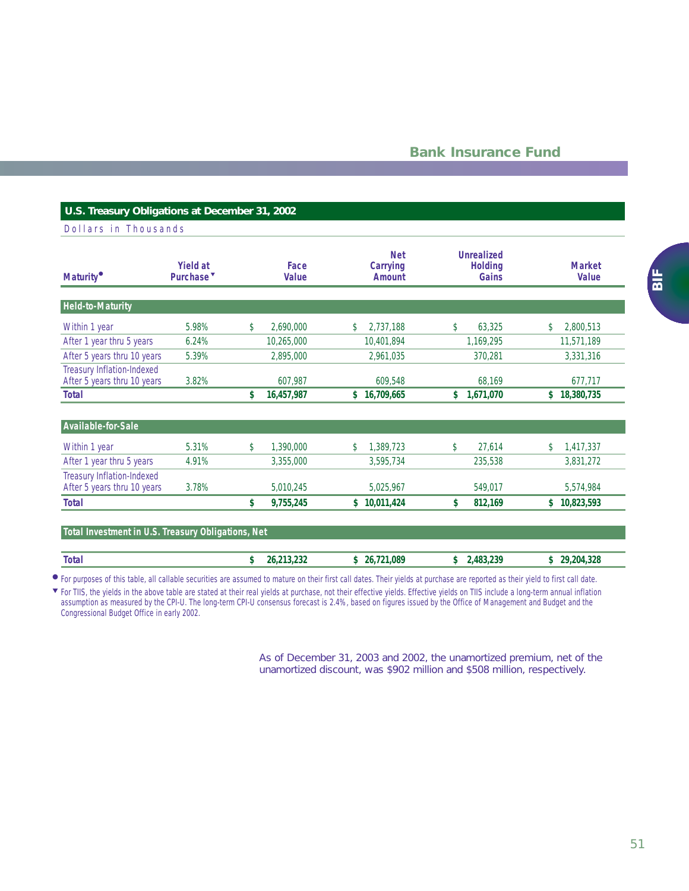## U.S. Treasury Obligations at December 31, 2002

Dollars in Thousands

| Maturity[●] | Yield at Purchase[▼] | Face Value | Net Carrying Amount | Unrealized Holding Gains | Market Value |
|---|---|---|---|---|---|
| **Held-to-Maturity** | | | | | |
| Within 1 year | 5.98% | $ 2,690,000 | $ 2,737,188 | $ 63,325 | $ 2,800,513 |
| After 1 year thru 5 years | 6.24% | 10,265,000 | 10,401,894 | 1,169,295 | 11,571,189 |
| After 5 years thru 10 years | 5.39% | 2,895,000 | 2,961,035 | 370,281 | 3,331,316 |
| Treasury Inflation-Indexed After 5 years thru 10 years | 3.82% | 607,987 | 609,548 | 68,169 | 677,717 |
| **Total** | | **$ 16,457,987** | **$ 16,709,665** | **$ 1,671,070** | **$ 18,380,735** |
| **Available-for-Sale** | | | | | |
| Within 1 year | 5.31% | $ 1,390,000 | $ 1,389,723 | $ 27,614 | $ 1,417,337 |
| After 1 year thru 5 years | 4.91% | 3,355,000 | 3,595,734 | 235,538 | 3,831,272 |
| Treasury Inflation-Indexed After 5 years thru 10 years | 3.78% | 5,010,245 | 5,025,967 | 549,017 | 5,574,984 |
| **Total** | | **$ 9,755,245** | **$ 10,011,424** | **$ 812,169** | **$ 10,823,593** |
| **Total Investment in U.S. Treasury Obligations, Net** | | | | | |
| **Total** | | **$ 26,213,232** | **$ 26,721,089** | **$ 2,483,239** | **$ 29,204,328** |

● For purposes of this table, all callable securities are assumed to mature on their first call dates. Their yields at purchase are reported as their yield to first call date.

▼ For TIIS, the yields in the above table are stated at their real yields at purchase, not their effective yields. Effective yields on TIIS include a long-term annual inflation assumption as measured by the CPI-U. The long-term CPI-U consensus forecast is 2.4%, based on figures issued by the Office of Management and Budget and the Congressional Budget Office in early 2002.

As of December 31, 2003 and 2002, the unamortized premium, net of the unamortized discount, was $902 million and $508 million, respectively.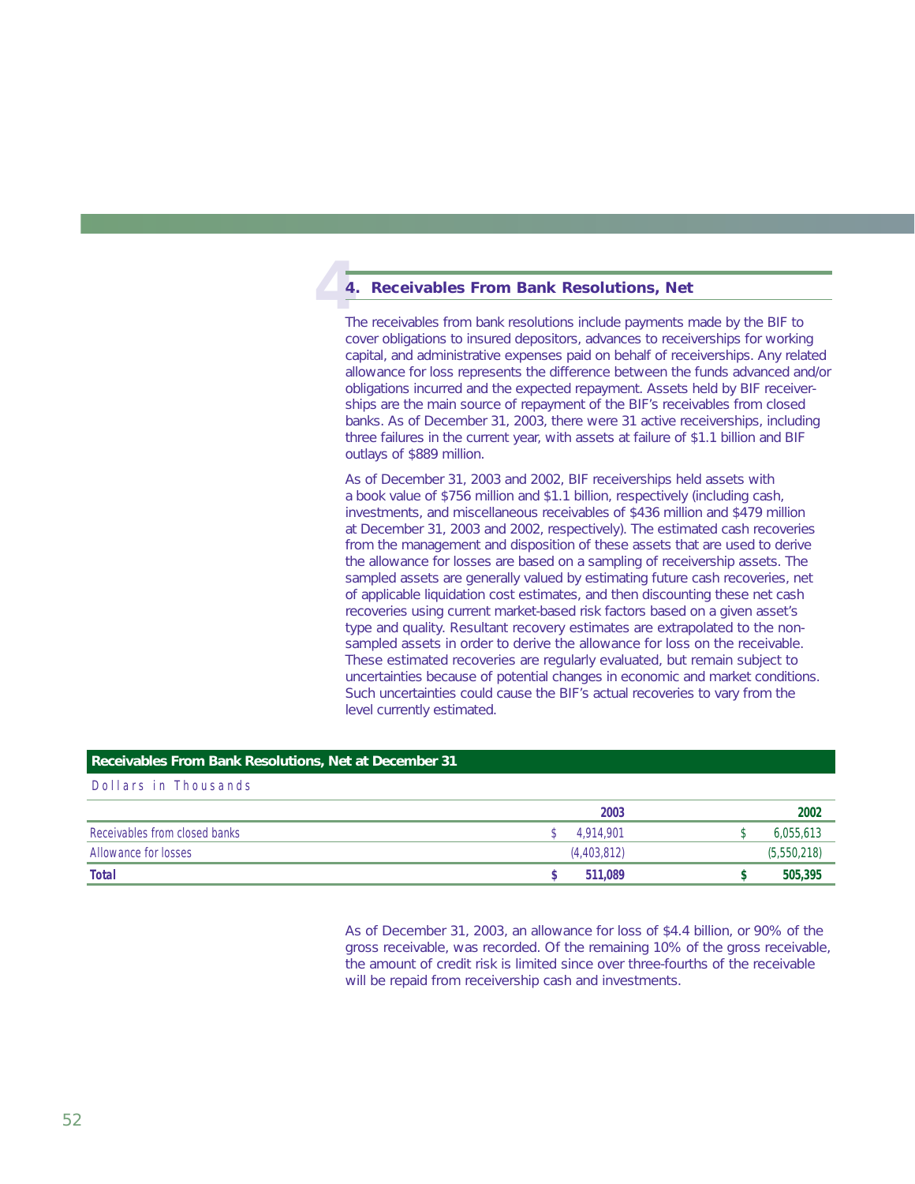## 4. Receivables From Bank Resolutions, Net

The receivables from bank resolutions include payments made by the BIF to cover obligations to insured depositors, advances to receiverships for working capital, and administrative expenses paid on behalf of receiverships. Any related allowance for loss represents the difference between the funds advanced and/or obligations incurred and the expected repayment. Assets held by BIF receiverships are the main source of repayment of the BIF's receivables from closed banks. As of December 31, 2003, there were 31 active receiverships, including three failures in the current year, with assets at failure of $1.1 billion and BIF outlays of $889 million.

As of December 31, 2003 and 2002, BIF receiverships held assets with a book value of $756 million and $1.1 billion, respectively (including cash, investments, and miscellaneous receivables of $436 million and $479 million at December 31, 2003 and 2002, respectively). The estimated cash recoveries from the management and disposition of these assets that are used to derive the allowance for losses are based on a sampling of receivership assets. The sampled assets are generally valued by estimating future cash recoveries, net of applicable liquidation cost estimates, and then discounting these net cash recoveries using current market-based risk factors based on a given asset's type and quality. Resultant recovery estimates are extrapolated to the non-sampled assets in order to derive the allowance for loss on the receivable. These estimated recoveries are regularly evaluated, but remain subject to uncertainties because of potential changes in economic and market conditions. Such uncertainties could cause the BIF's actual recoveries to vary from the level currently estimated.

**Receivables From Bank Resolutions, Net at December 31**

Dollars in Thousands

| | 2003 | 2002 |
|---|---|---|
| Receivables from closed banks | $ 4,914,901 | $ 6,055,613 |
| Allowance for losses | (4,403,812) | (5,550,218) |
| **Total** | **$ 511,089** | **$ 505,395** |

As of December 31, 2003, an allowance for loss of $4.4 billion, or 90% of the gross receivable, was recorded. Of the remaining 10% of the gross receivable, the amount of credit risk is limited since over three-fourths of the receivable will be repaid from receivership cash and investments.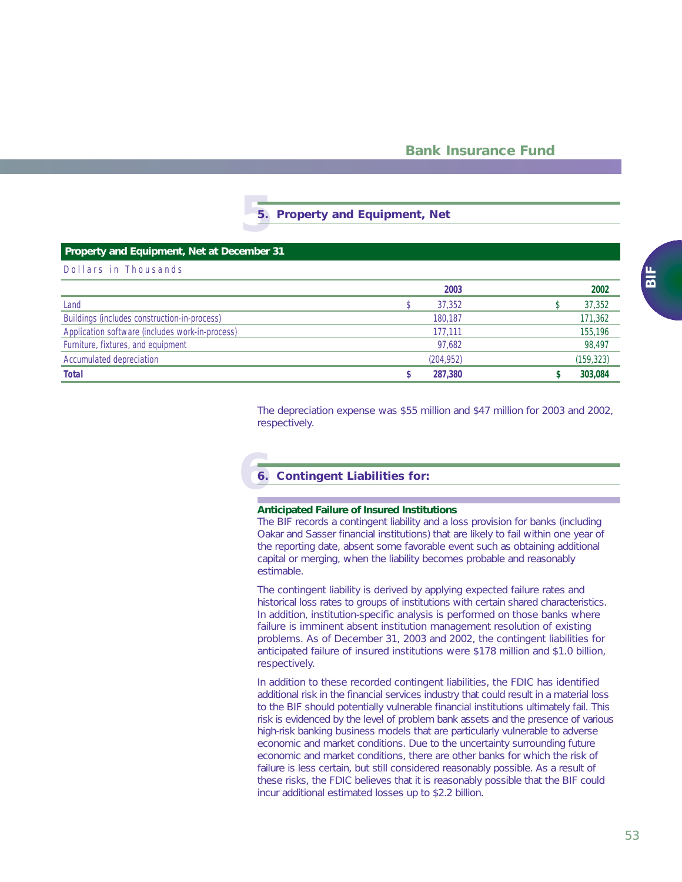## 5. Property and Equipment, Net

**Property and Equipment, Net at December 31**

Dollars in Thousands

| | 2003 | 2002 |
|---|---|---|
| Land | $ 37,352 | $ 37,352 |
| Buildings (includes construction-in-process) | 180,187 | 171,362 |
| Application software (includes work-in-process) | 177,111 | 155,196 |
| Furniture, fixtures, and equipment | 97,682 | 98,497 |
| Accumulated depreciation | (204,952) | (159,323) |
| **Total** | **$ 287,380** | **$ 303,084** |

The depreciation expense was $55 million and $47 million for 2003 and 2002, respectively.

## 6. Contingent Liabilities for:

**Anticipated Failure of Insured Institutions**

The BIF records a contingent liability and a loss provision for banks (including Oakar and Sasser financial institutions) that are likely to fail within one year of the reporting date, absent some favorable event such as obtaining additional capital or merging, when the liability becomes probable and reasonably estimable.

The contingent liability is derived by applying expected failure rates and historical loss rates to groups of institutions with certain shared characteristics. In addition, institution-specific analysis is performed on those banks where failure is imminent absent institution management resolution of existing problems. As of December 31, 2003 and 2002, the contingent liabilities for anticipated failure of insured institutions were $178 million and $1.0 billion, respectively.

In addition to these recorded contingent liabilities, the FDIC has identified additional risk in the financial services industry that could result in a material loss to the BIF should potentially vulnerable financial institutions ultimately fail. This risk is evidenced by the level of problem bank assets and the presence of various high-risk banking business models that are particularly vulnerable to adverse economic and market conditions. Due to the uncertainty surrounding future economic and market conditions, there are other banks for which the risk of failure is less certain, but still considered reasonably possible. As a result of these risks, the FDIC believes that it is reasonably possible that the BIF could incur additional estimated losses up to $2.2 billion.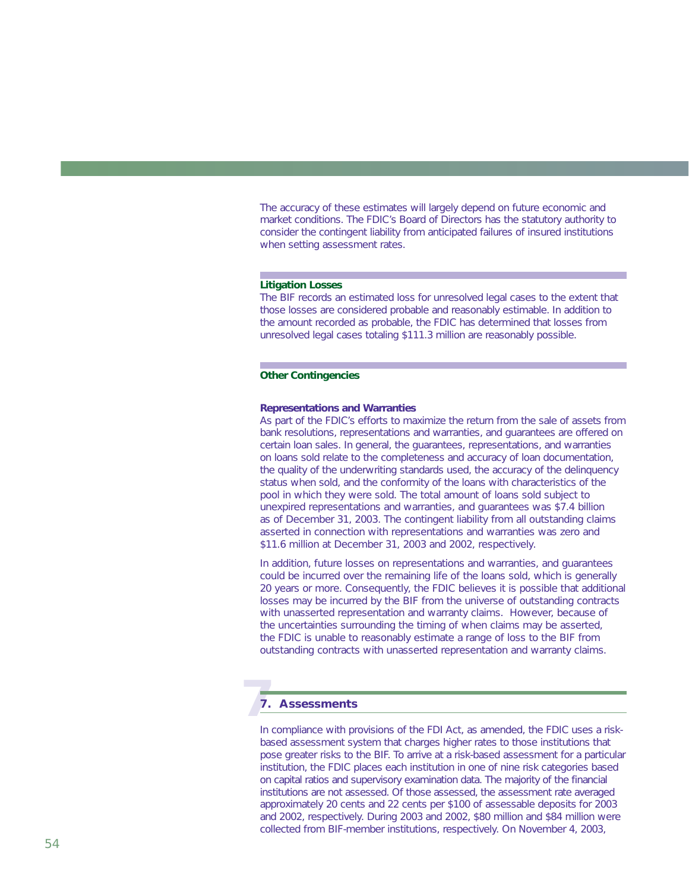The accuracy of these estimates will largely depend on future economic and market conditions. The FDIC's Board of Directors has the statutory authority to consider the contingent liability from anticipated failures of insured institutions when setting assessment rates.

### Litigation Losses

The BIF records an estimated loss for unresolved legal cases to the extent that those losses are considered probable and reasonably estimable. In addition to the amount recorded as probable, the FDIC has determined that losses from unresolved legal cases totaling $111.3 million are reasonably possible.

### Other Contingencies

#### Representations and Warranties

As part of the FDIC's efforts to maximize the return from the sale of assets from bank resolutions, representations and warranties, and guarantees are offered on certain loan sales. In general, the guarantees, representations, and warranties on loans sold relate to the completeness and accuracy of loan documentation, the quality of the underwriting standards used, the accuracy of the delinquency status when sold, and the conformity of the loans with characteristics of the pool in which they were sold. The total amount of loans sold subject to unexpired representations and warranties, and guarantees was $7.4 billion as of December 31, 2003. The contingent liability from all outstanding claims asserted in connection with representations and warranties was zero and $11.6 million at December 31, 2003 and 2002, respectively.

In addition, future losses on representations and warranties, and guarantees could be incurred over the remaining life of the loans sold, which is generally 20 years or more. Consequently, the FDIC believes it is possible that additional losses may be incurred by the BIF from the universe of outstanding contracts with unasserted representation and warranty claims. However, because of the uncertainties surrounding the timing of when claims may be asserted, the FDIC is unable to reasonably estimate a range of loss to the BIF from outstanding contracts with unasserted representation and warranty claims.

## 7. Assessments

In compliance with provisions of the FDI Act, as amended, the FDIC uses a risk-based assessment system that charges higher rates to those institutions that pose greater risks to the BIF. To arrive at a risk-based assessment for a particular institution, the FDIC places each institution in one of nine risk categories based on capital ratios and supervisory examination data. The majority of the financial institutions are not assessed. Of those assessed, the assessment rate averaged approximately 20 cents and 22 cents per $100 of assessable deposits for 2003 and 2002, respectively. During 2003 and 2002, $80 million and $84 million were collected from BIF-member institutions, respectively. On November 4, 2003,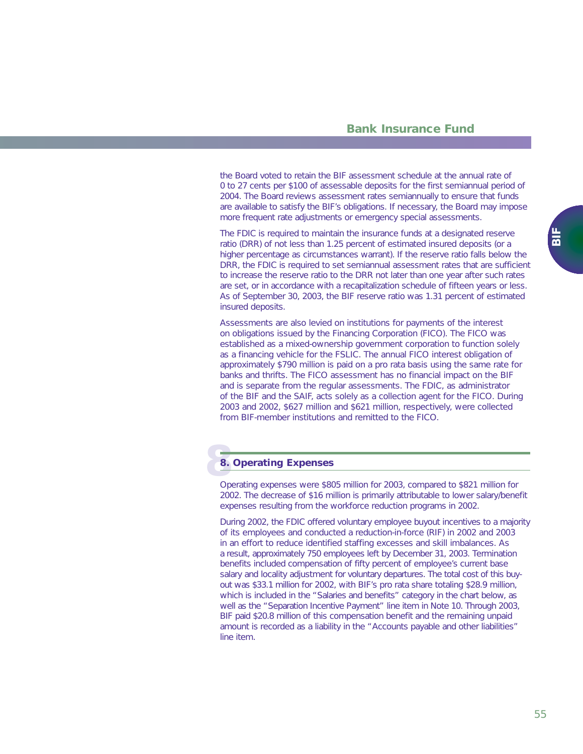the Board voted to retain the BIF assessment schedule at the annual rate of 0 to 27 cents per $100 of assessable deposits for the first semiannual period of 2004. The Board reviews assessment rates semiannually to ensure that funds are available to satisfy the BIF's obligations. If necessary, the Board may impose more frequent rate adjustments or emergency special assessments.

The FDIC is required to maintain the insurance funds at a designated reserve ratio (DRR) of not less than 1.25 percent of estimated insured deposits (or a higher percentage as circumstances warrant). If the reserve ratio falls below the DRR, the FDIC is required to set semiannual assessment rates that are sufficient to increase the reserve ratio to the DRR not later than one year after such rates are set, or in accordance with a recapitalization schedule of fifteen years or less. As of September 30, 2003, the BIF reserve ratio was 1.31 percent of estimated insured deposits.

Assessments are also levied on institutions for payments of the interest on obligations issued by the Financing Corporation (FICO). The FICO was established as a mixed-ownership government corporation to function solely as a financing vehicle for the FSLIC. The annual FICO interest obligation of approximately $790 million is paid on a pro rata basis using the same rate for banks and thrifts. The FICO assessment has no financial impact on the BIF and is separate from the regular assessments. The FDIC, as administrator of the BIF and the SAIF, acts solely as a collection agent for the FICO. During 2003 and 2002, $627 million and $621 million, respectively, were collected from BIF-member institutions and remitted to the FICO.

## 8. Operating Expenses

Operating expenses were $805 million for 2003, compared to $821 million for 2002. The decrease of $16 million is primarily attributable to lower salary/benefit expenses resulting from the workforce reduction programs in 2002.

During 2002, the FDIC offered voluntary employee buyout incentives to a majority of its employees and conducted a reduction-in-force (RIF) in 2002 and 2003 in an effort to reduce identified staffing excesses and skill imbalances. As a result, approximately 750 employees left by December 31, 2003. Termination benefits included compensation of fifty percent of employee's current base salary and locality adjustment for voluntary departures. The total cost of this buy-out was $33.1 million for 2002, with BIF's pro rata share totaling $28.9 million, which is included in the "Salaries and benefits" category in the chart below, as well as the "Separation Incentive Payment" line item in Note 10. Through 2003, BIF paid $20.8 million of this compensation benefit and the remaining unpaid amount is recorded as a liability in the "Accounts payable and other liabilities" line item.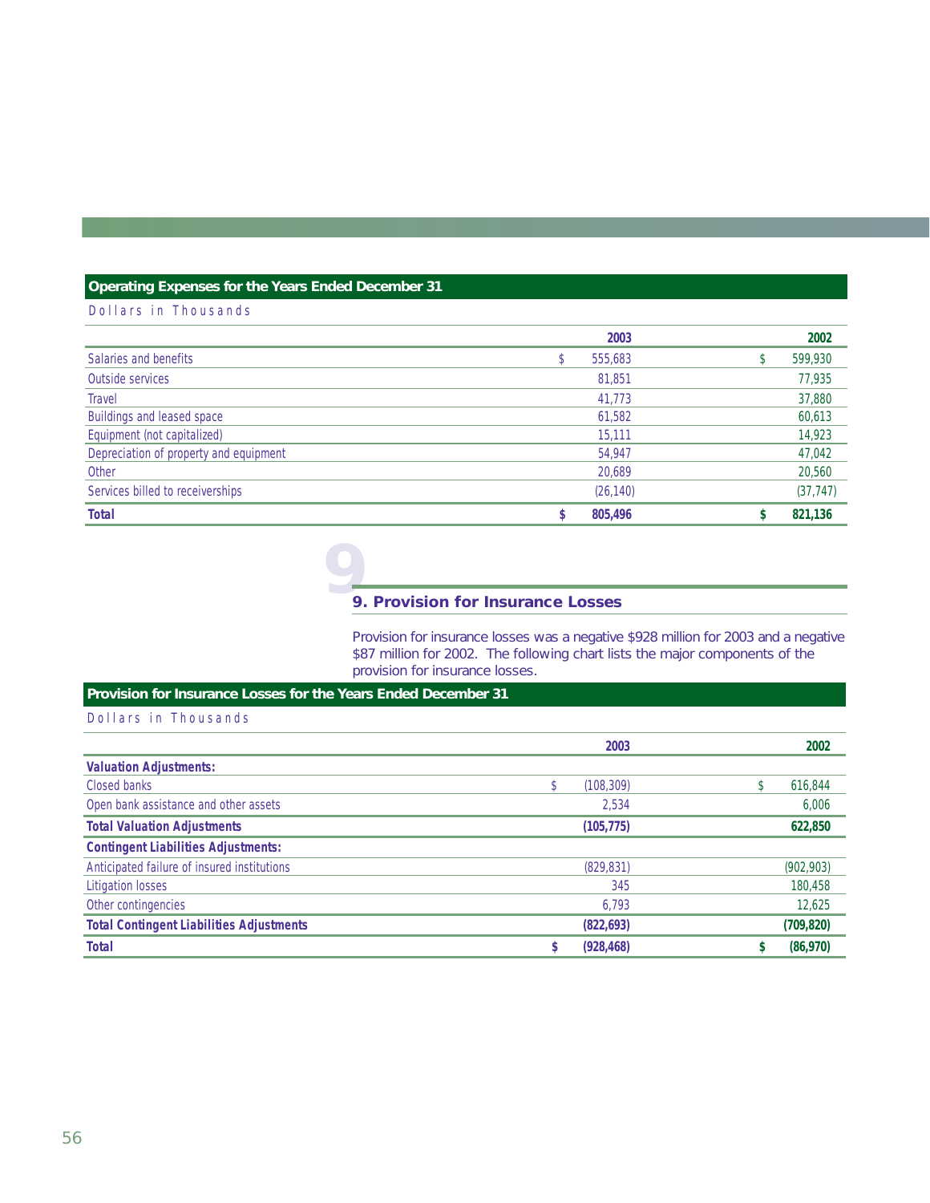**Operating Expenses for the Years Ended December 31**

Dollars in Thousands

| | 2003 | 2002 |
|---|---|---|
| Salaries and benefits | $ 555,683 | $ 599,930 |
| Outside services | 81,851 | 77,935 |
| Travel | 41,773 | 37,880 |
| Buildings and leased space | 61,582 | 60,613 |
| Equipment (not capitalized) | 15,111 | 14,923 |
| Depreciation of property and equipment | 54,947 | 47,042 |
| Other | 20,689 | 20,560 |
| Services billed to receiverships | (26,140) | (37,747) |
| **Total** | **$ 805,496** | **$ 821,136** |

## 9. Provision for Insurance Losses

Provision for insurance losses was a negative $928 million for 2003 and a negative $87 million for 2002. The following chart lists the major components of the provision for insurance losses.

**Provision for Insurance Losses for the Years Ended December 31**

Dollars in Thousands

| | 2003 | 2002 |
|---|---|---|
| **Valuation Adjustments:** | | |
| Closed banks | $ (108,309) | $ 616,844 |
| Open bank assistance and other assets | 2,534 | 6,006 |
| **Total Valuation Adjustments** | **(105,775)** | **622,850** |
| **Contingent Liabilities Adjustments:** | | |
| Anticipated failure of insured institutions | (829,831) | (902,903) |
| Litigation losses | 345 | 180,458 |
| Other contingencies | 6,793 | 12,625 |
| **Total Contingent Liabilities Adjustments** | **(822,693)** | **(709,820)** |
| **Total** | **$ (928,468)** | **$ (86,970)** |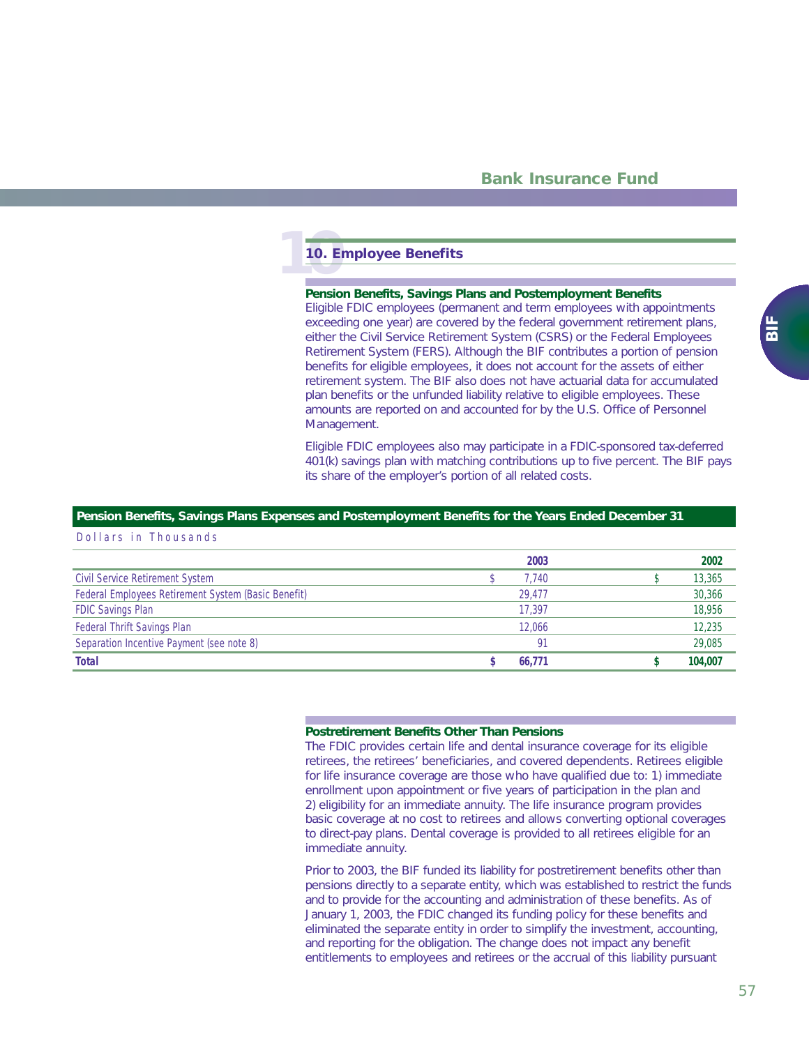## 10. Employee Benefits

### Pension Benefits, Savings Plans and Postemployment Benefits

Eligible FDIC employees (permanent and term employees with appointments exceeding one year) are covered by the federal government retirement plans, either the Civil Service Retirement System (CSRS) or the Federal Employees Retirement System (FERS). Although the BIF contributes a portion of pension benefits for eligible employees, it does not account for the assets of either retirement system. The BIF also does not have actuarial data for accumulated plan benefits or the unfunded liability relative to eligible employees. These amounts are reported on and accounted for by the U.S. Office of Personnel Management.

Eligible FDIC employees also may participate in a FDIC-sponsored tax-deferred 401(k) savings plan with matching contributions up to five percent. The BIF pays its share of the employer's portion of all related costs.

**Pension Benefits, Savings Plans Expenses and Postemployment Benefits for the Years Ended December 31**

Dollars in Thousands

| | 2003 | 2002 |
|---|---|---|
| Civil Service Retirement System | $ 7,740 | $ 13,365 |
| Federal Employees Retirement System (Basic Benefit) | 29,477 | 30,366 |
| FDIC Savings Plan | 17,397 | 18,956 |
| Federal Thrift Savings Plan | 12,066 | 12,235 |
| Separation Incentive Payment (see note 8) | 91 | 29,085 |
| **Total** | **$ 66,771** | **$ 104,007** |

### Postretirement Benefits Other Than Pensions

The FDIC provides certain life and dental insurance coverage for its eligible retirees, the retirees' beneficiaries, and covered dependents. Retirees eligible for life insurance coverage are those who have qualified due to: 1) immediate enrollment upon appointment or five years of participation in the plan and 2) eligibility for an immediate annuity. The life insurance program provides basic coverage at no cost to retirees and allows converting optional coverages to direct-pay plans. Dental coverage is provided to all retirees eligible for an immediate annuity.

Prior to 2003, the BIF funded its liability for postretirement benefits other than pensions directly to a separate entity, which was established to restrict the funds and to provide for the accounting and administration of these benefits. As of January 1, 2003, the FDIC changed its funding policy for these benefits and eliminated the separate entity in order to simplify the investment, accounting, and reporting for the obligation. The change does not impact any benefit entitlements to employees and retirees or the accrual of this liability pursuant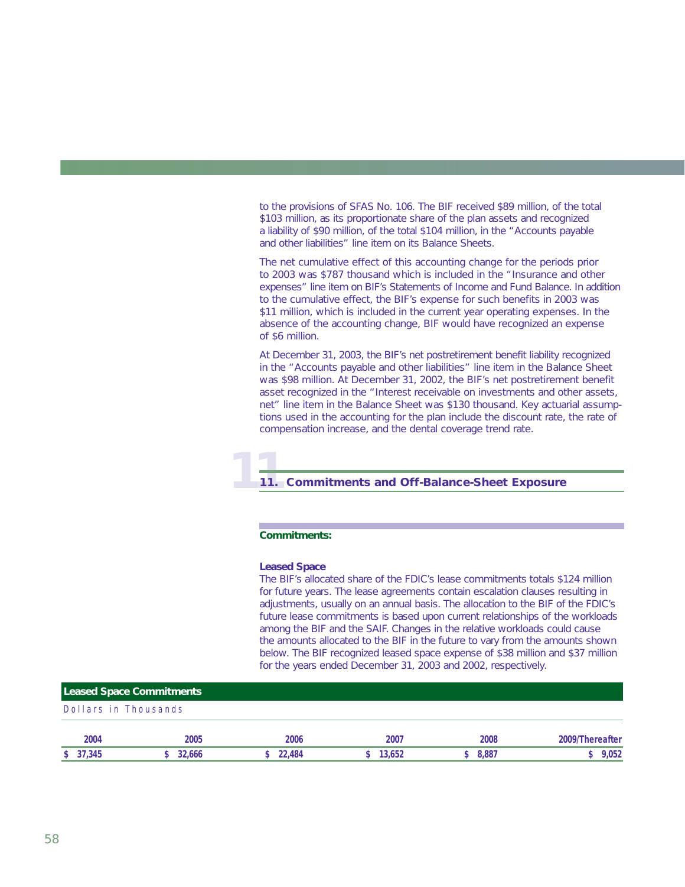to the provisions of SFAS No. 106. The BIF received $89 million, of the total $103 million, as its proportionate share of the plan assets and recognized a liability of $90 million, of the total $104 million, in the "Accounts payable and other liabilities" line item on its Balance Sheets.

The net cumulative effect of this accounting change for the periods prior to 2003 was $787 thousand which is included in the "Insurance and other expenses" line item on BIF's Statements of Income and Fund Balance. In addition to the cumulative effect, the BIF's expense for such benefits in 2003 was $11 million, which is included in the current year operating expenses. In the absence of the accounting change, BIF would have recognized an expense of $6 million.

At December 31, 2003, the BIF's net postretirement benefit liability recognized in the "Accounts payable and other liabilities" line item in the Balance Sheet was $98 million. At December 31, 2002, the BIF's net postretirement benefit asset recognized in the "Interest receivable on investments and other assets, net" line item in the Balance Sheet was $130 thousand. Key actuarial assumptions used in the accounting for the plan include the discount rate, the rate of compensation increase, and the dental coverage trend rate.

## 11. Commitments and Off-Balance-Sheet Exposure

**Commitments:**

**Leased Space**

The BIF's allocated share of the FDIC's lease commitments totals $124 million for future years. The lease agreements contain escalation clauses resulting in adjustments, usually on an annual basis. The allocation to the BIF of the FDIC's future lease commitments is based upon current relationships of the workloads among the BIF and the SAIF. Changes in the relative workloads could cause the amounts allocated to the BIF in the future to vary from the amounts shown below. The BIF recognized leased space expense of $38 million and $37 million for the years ended December 31, 2003 and 2002, respectively.

**Leased Space Commitments**

Dollars in Thousands

| 2004 | 2005 | 2006 | 2007 | 2008 | 2009/Thereafter |
|---|---|---|---|---|---|
| $ 37,345 | $ 32,666 | $ 22,484 | $ 13,652 | $ 8,887 | $ 9,052 |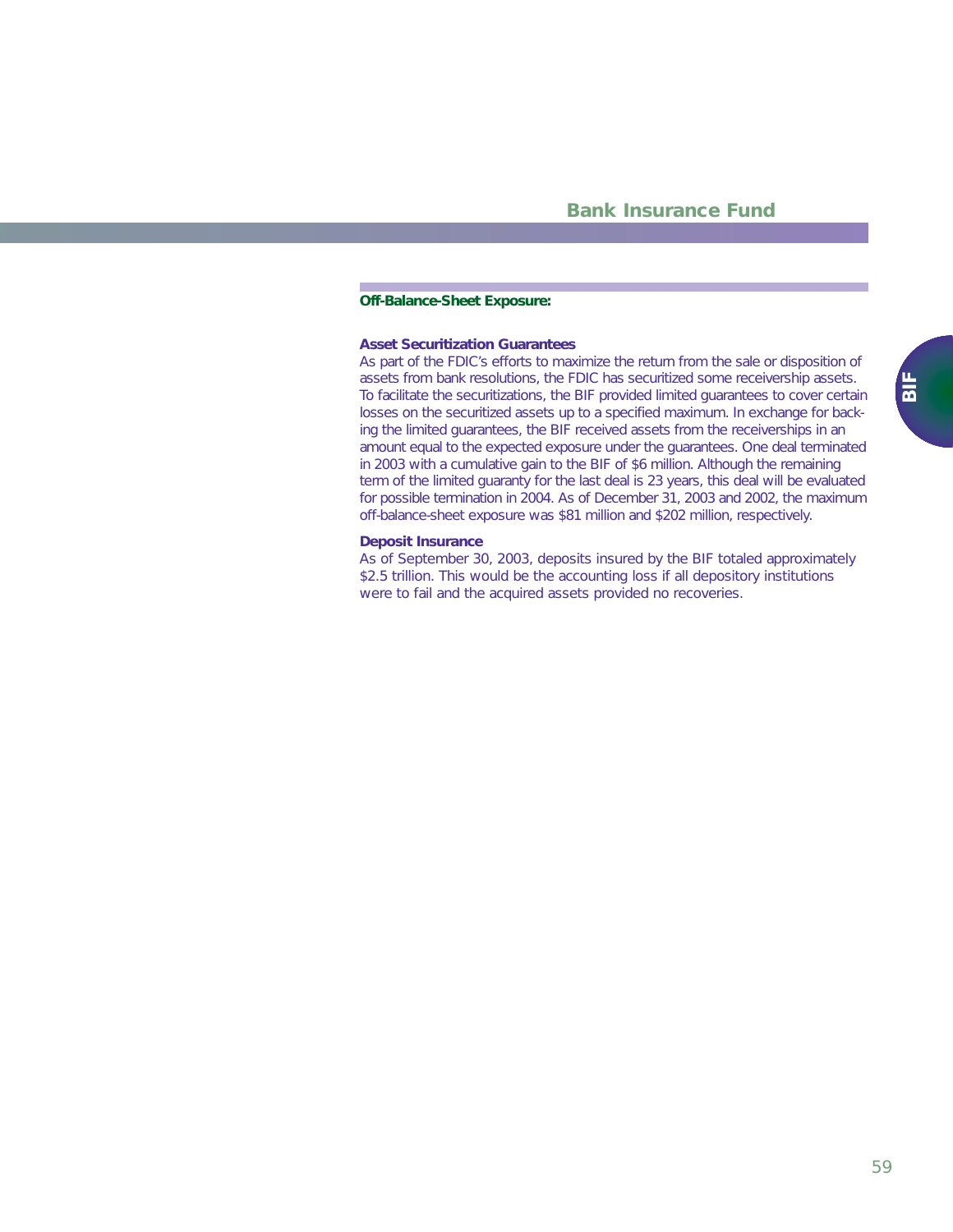## Off-Balance-Sheet Exposure:

### Asset Securitization Guarantees

As part of the FDIC's efforts to maximize the return from the sale or disposition of assets from bank resolutions, the FDIC has securitized some receivership assets. To facilitate the securitizations, the BIF provided limited guarantees to cover certain losses on the securitized assets up to a specified maximum. In exchange for backing the limited guarantees, the BIF received assets from the receiverships in an amount equal to the expected exposure under the guarantees. One deal terminated in 2003 with a cumulative gain to the BIF of $6 million. Although the remaining term of the limited guaranty for the last deal is 23 years, this deal will be evaluated for possible termination in 2004. As of December 31, 2003 and 2002, the maximum off-balance-sheet exposure was $81 million and $202 million, respectively.

### Deposit Insurance

As of September 30, 2003, deposits insured by the BIF totaled approximately $2.5 trillion. This would be the accounting loss if all depository institutions were to fail and the acquired assets provided no recoveries.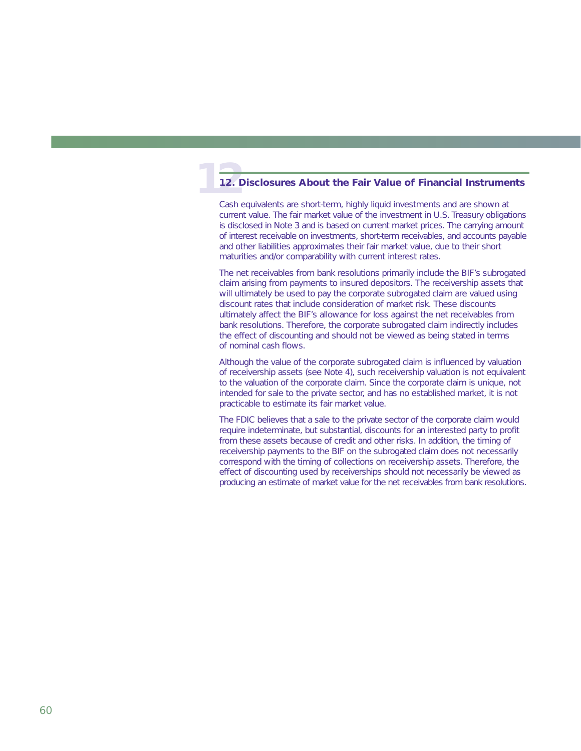## 12. Disclosures About the Fair Value of Financial Instruments

Cash equivalents are short-term, highly liquid investments and are shown at current value. The fair market value of the investment in U.S. Treasury obligations is disclosed in Note 3 and is based on current market prices. The carrying amount of interest receivable on investments, short-term receivables, and accounts payable and other liabilities approximates their fair market value, due to their short maturities and/or comparability with current interest rates.

The net receivables from bank resolutions primarily include the BIF's subrogated claim arising from payments to insured depositors. The receivership assets that will ultimately be used to pay the corporate subrogated claim are valued using discount rates that include consideration of market risk. These discounts ultimately affect the BIF's allowance for loss against the net receivables from bank resolutions. Therefore, the corporate subrogated claim indirectly includes the effect of discounting and should not be viewed as being stated in terms of nominal cash flows.

Although the value of the corporate subrogated claim is influenced by valuation of receivership assets (see Note 4), such receivership valuation is not equivalent to the valuation of the corporate claim. Since the corporate claim is unique, not intended for sale to the private sector, and has no established market, it is not practicable to estimate its fair market value.

The FDIC believes that a sale to the private sector of the corporate claim would require indeterminate, but substantial, discounts for an interested party to profit from these assets because of credit and other risks. In addition, the timing of receivership payments to the BIF on the subrogated claim does not necessarily correspond with the timing of collections on receivership assets. Therefore, the effect of discounting used by receiverships should not necessarily be viewed as producing an estimate of market value for the net receivables from bank resolutions.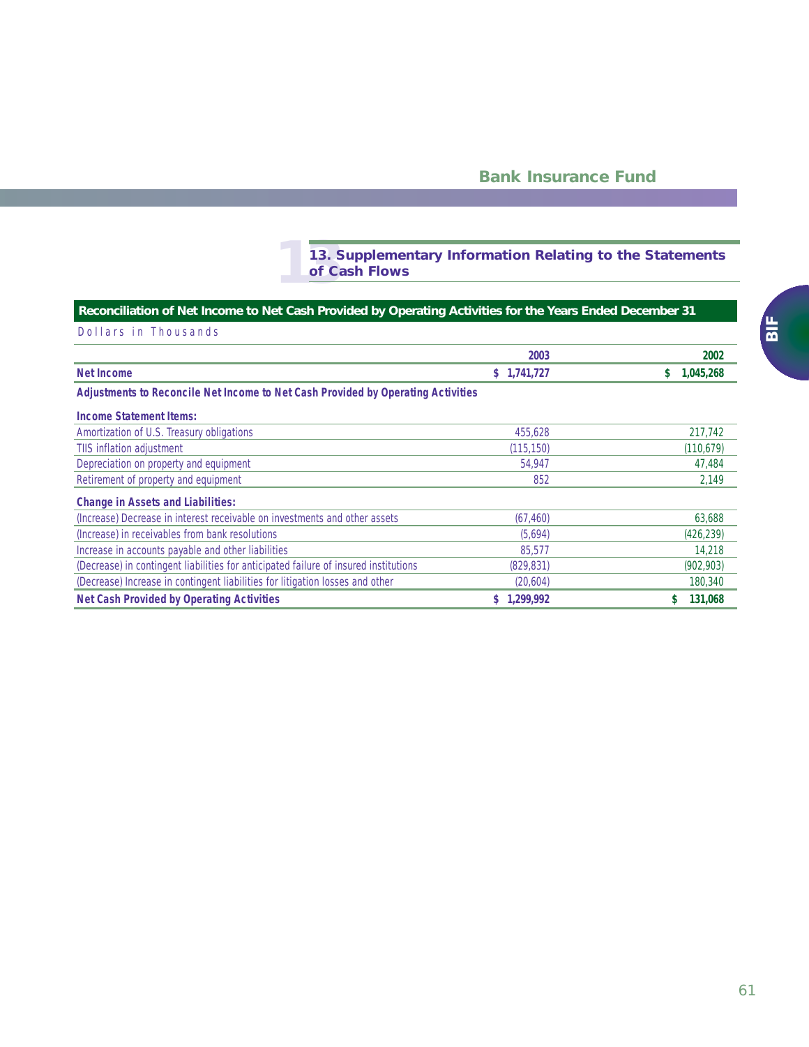## 13. Supplementary Information Relating to the Statements of Cash Flows

**Reconciliation of Net Income to Net Cash Provided by Operating Activities for the Years Ended December 31**

Dollars in Thousands

| | 2003 | 2002 |
|---|---|---|
| **Net Income** | **$ 1,741,727** | **$ 1,045,268** |
| **Adjustments to Reconcile Net Income to Net Cash Provided by Operating Activities** | | |
| **Income Statement Items:** | | |
| Amortization of U.S. Treasury obligations | 455,628 | 217,742 |
| TIIS inflation adjustment | (115,150) | (110,679) |
| Depreciation on property and equipment | 54,947 | 47,484 |
| Retirement of property and equipment | 852 | 2,149 |
| **Change in Assets and Liabilities:** | | |
| (Increase) Decrease in interest receivable on investments and other assets | (67,460) | 63,688 |
| (Increase) in receivables from bank resolutions | (5,694) | (426,239) |
| Increase in accounts payable and other liabilities | 85,577 | 14,218 |
| (Decrease) in contingent liabilities for anticipated failure of insured institutions | (829,831) | (902,903) |
| (Decrease) Increase in contingent liabilities for litigation losses and other | (20,604) | 180,340 |
| **Net Cash Provided by Operating Activities** | **$ 1,299,992** | **$ 131,068** |